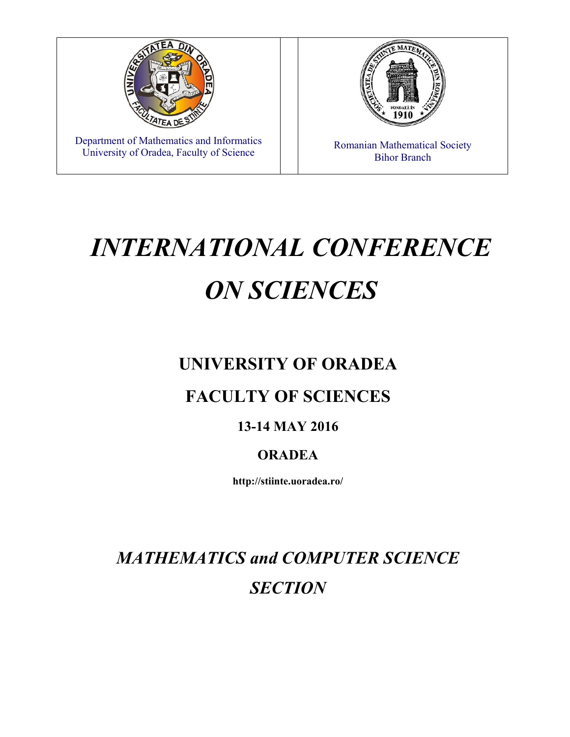| Department of Mathematics and Informatics<br>University of Oradea, Faculty of Science | Romanian Mathematical Society<br>Bihor Branch |
|---|---|

# *INTERNATIONAL CONFERENCE ON SCIENCES*

## UNIVERSITY OF ORADEA

## FACULTY OF SCIENCES

### 13-14 MAY 2016

### ORADEA

**http://stiinte.uoradea.ro/**

## *MATHEMATICS and COMPUTER SCIENCE SECTION*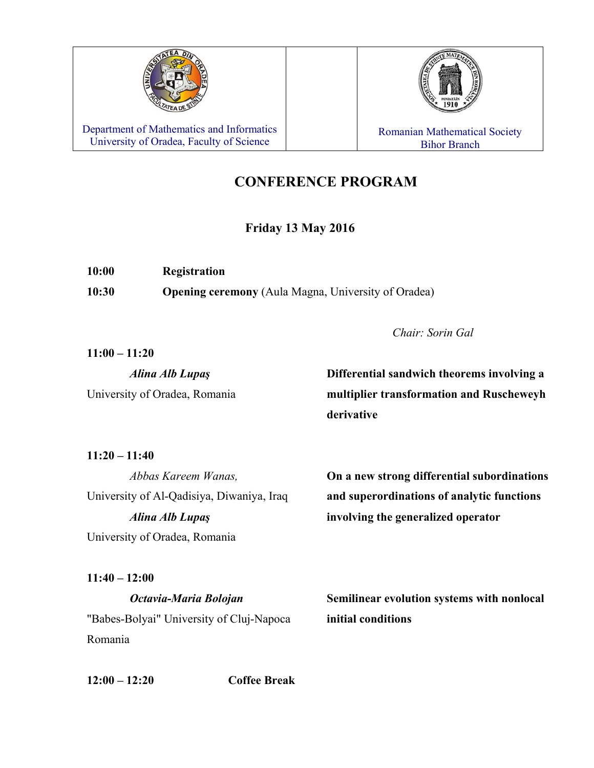| Department of Mathematics and Informatics<br>University of Oradea, Faculty of Science | | Romanian Mathematical Society<br>Bihor Branch |
| --- | --- | --- |

# CONFERENCE PROGRAM

## Friday 13 May 2016

**10:00** **Registration**

**10:30** **Opening ceremony** (Aula Magna, University of Oradea)

*Chair: Sorin Gal*

**11:00 – 11:20**

***Alina Alb Lupaş***
University of Oradea, Romania

**Differential sandwich theorems involving a multiplier transformation and Ruscheweyh derivative**

**11:20 – 11:40**

*Abbas Kareem Wanas,*
University of Al-Qadisiya, Diwaniya, Iraq
***Alina Alb Lupaş***
University of Oradea, Romania

**On a new strong differential subordinations and superordinations of analytic functions involving the generalized operator**

**11:40 – 12:00**

***Octavia-Maria Bolojan***
"Babes-Bolyai" University of Cluj-Napoca
Romania

**Semilinear evolution systems with nonlocal initial conditions**

**12:00 – 12:20** **Coffee Break**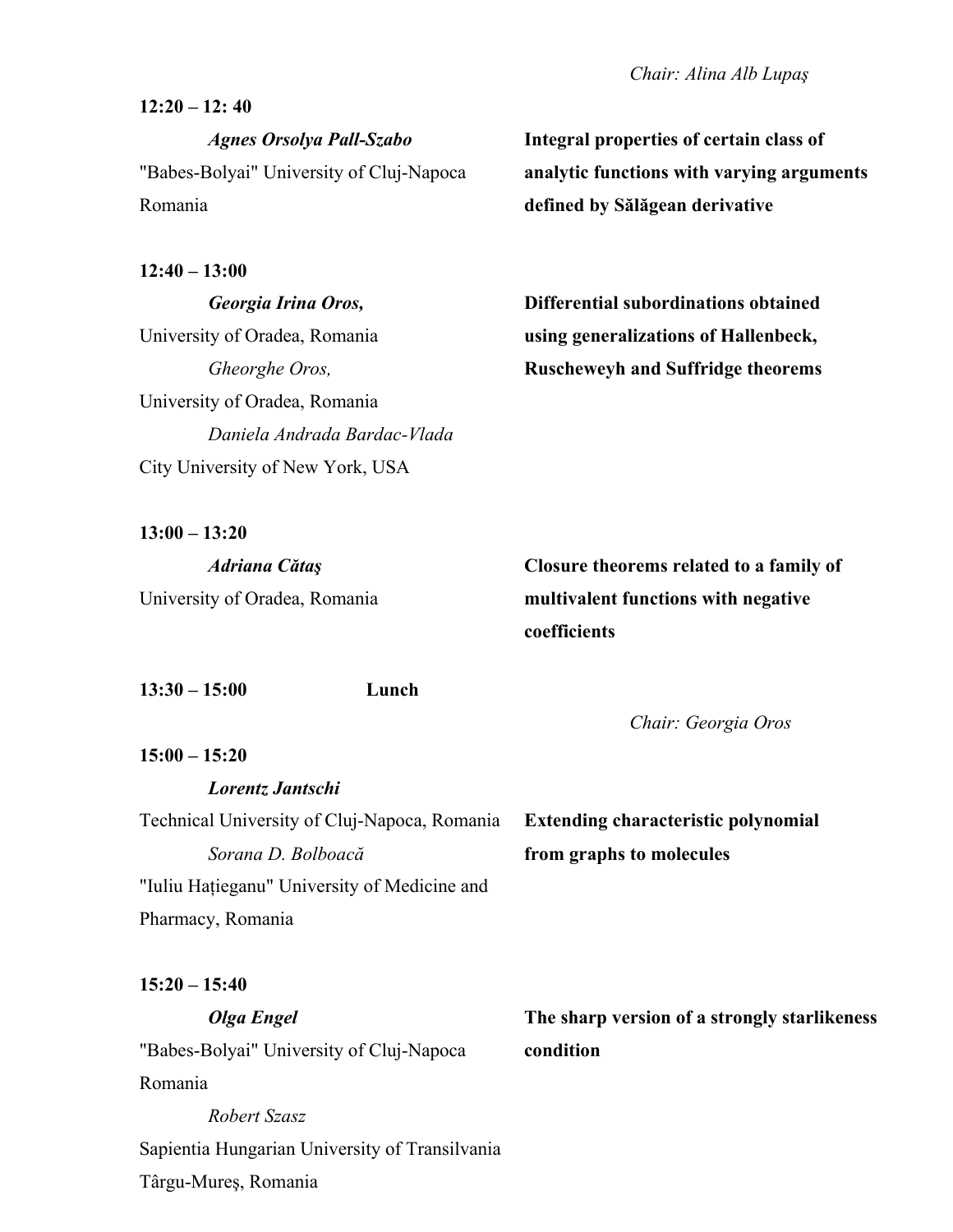*Chair: Alina Alb Lupaş*

**12:20 – 12: 40**

***Agnes Orsolya Pall-Szabo***
"Babes-Bolyai" University of Cluj-Napoca
Romania

**Integral properties of certain class of analytic functions with varying arguments defined by Sălăgean derivative**

**12:40 – 13:00**

***Georgia Irina Oros,***
University of Oradea, Romania
*Gheorghe Oros,*
University of Oradea, Romania
*Daniela Andrada Bardac-Vlada*
City University of New York, USA

**Differential subordinations obtained using generalizations of Hallenbeck, Ruscheweyh and Suffridge theorems**

**13:00 – 13:20**

***Adriana Cătaş***
University of Oradea, Romania

**Closure theorems related to a family of multivalent functions with negative coefficients**

**13:30 – 15:00** **Lunch**

*Chair: Georgia Oros*

**15:00 – 15:20**

***Lorentz Jantschi***
Technical University of Cluj-Napoca, Romania
*Sorana D. Bolboacă*
"Iuliu Hațieganu" University of Medicine and Pharmacy, Romania

**Extending characteristic polynomial from graphs to molecules**

**15:20 – 15:40**

***Olga Engel***
"Babes-Bolyai" University of Cluj-Napoca
Romania
*Robert Szasz*
Sapientia Hungarian University of Transilvania
Târgu-Mureş, Romania

**The sharp version of a strongly starlikeness condition**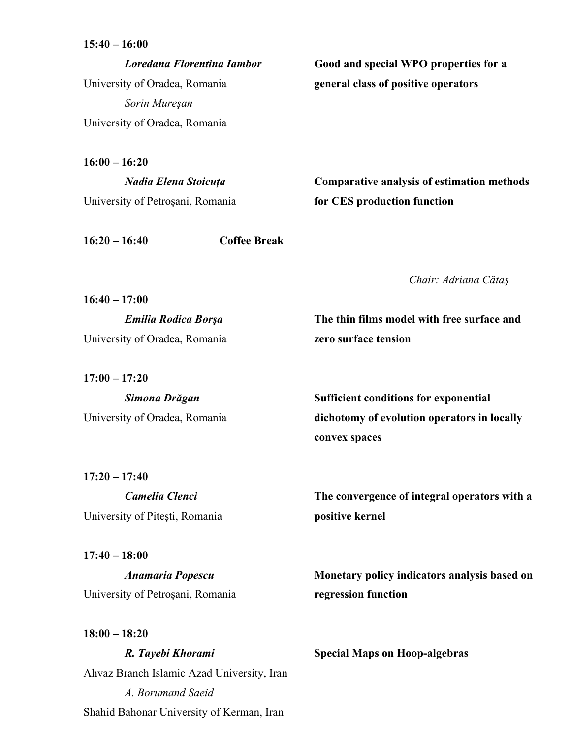**15:40 – 16:00**

***Loredana Florentina Iambor***
University of Oradea, Romania
*Sorin Mureşan*
University of Oradea, Romania

**Good and special WPO properties for a general class of positive operators**

**16:00 – 16:20**

***Nadia Elena Stoicuța***
University of Petroşani, Romania

**Comparative analysis of estimation methods for CES production function**

**16:20 – 16:40** **Coffee Break**

*Chair: Adriana Cătaş*

**16:40 – 17:00**

***Emilia Rodica Borşa***
University of Oradea, Romania

**The thin films model with free surface and zero surface tension**

**17:00 – 17:20**

***Simona Drăgan***
University of Oradea, Romania

**Sufficient conditions for exponential dichotomy of evolution operators in locally convex spaces**

**17:20 – 17:40**

***Camelia Clenci***
University of Piteşti, Romania

**The convergence of integral operators with a positive kernel**

**17:40 – 18:00**

***Anamaria Popescu***
University of Petroşani, Romania

**Monetary policy indicators analysis based on regression function**

**18:00 – 18:20**

***R. Tayebi Khorami***
Ahvaz Branch Islamic Azad University, Iran
*A. Borumand Saeid*
Shahid Bahonar University of Kerman, Iran

**Special Maps on Hoop-algebras**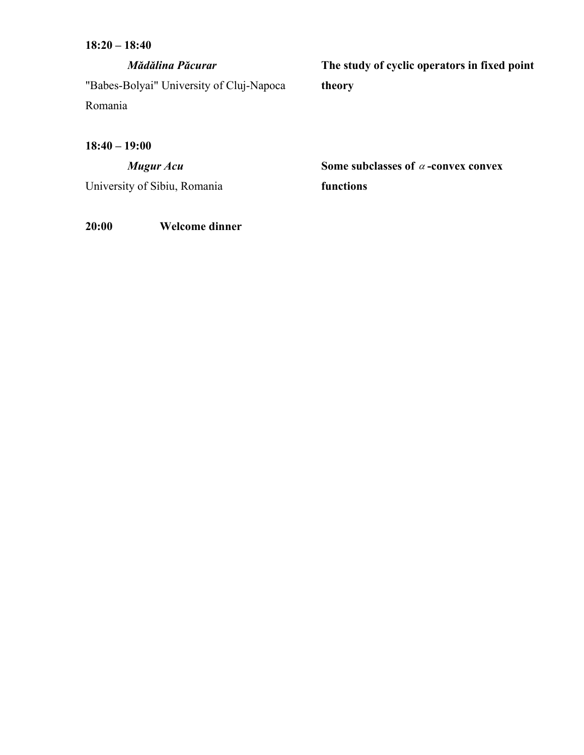**18:20 – 18:40**

***Mădălina Păcurar***
"Babes-Bolyai" University of Cluj-Napoca
Romania

**The study of cyclic operators in fixed point theory**

**18:40 – 19:00**

***Mugur Acu***
University of Sibiu, Romania

**Some subclasses of $\alpha$-convex convex functions**

**20:00** **Welcome dinner**